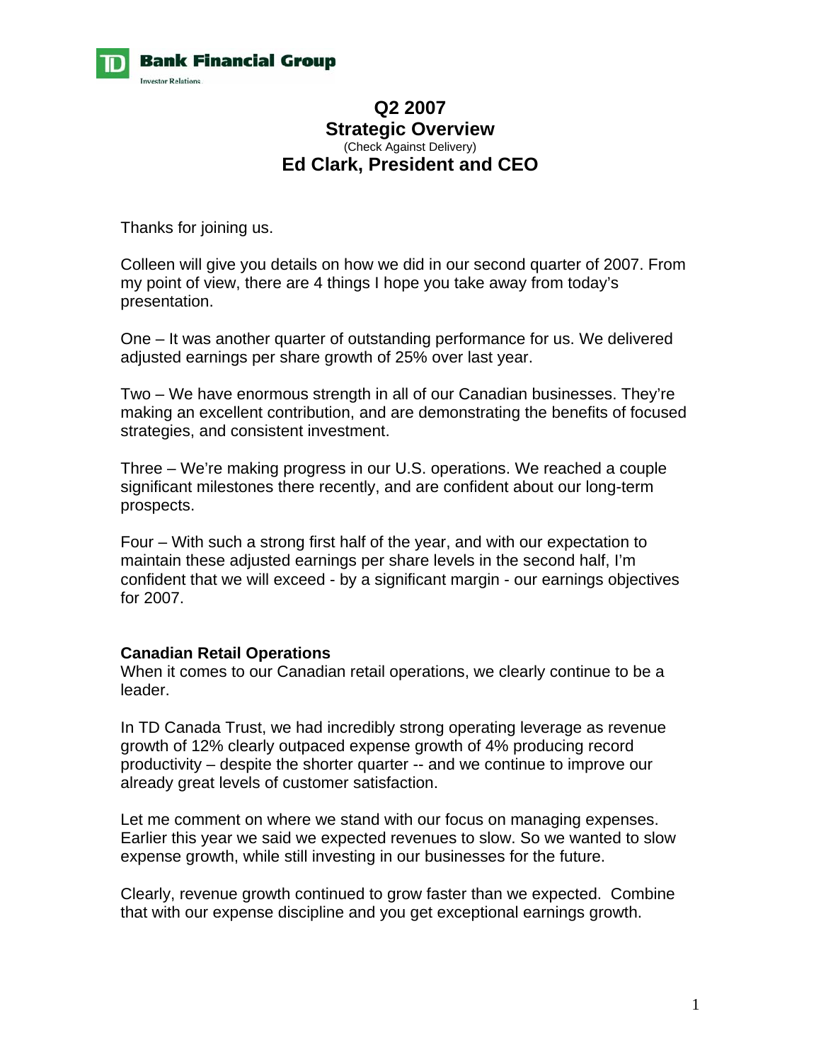TD Bank Financial Group
Investor Relations

# Q2 2007
# Strategic Overview
(Check Against Delivery)
## Ed Clark, President and CEO

Thanks for joining us.

Colleen will give you details on how we did in our second quarter of 2007. From my point of view, there are 4 things I hope you take away from today's presentation.

One – It was another quarter of outstanding performance for us. We delivered adjusted earnings per share growth of 25% over last year.

Two – We have enormous strength in all of our Canadian businesses. They're making an excellent contribution, and are demonstrating the benefits of focused strategies, and consistent investment.

Three – We're making progress in our U.S. operations. We reached a couple significant milestones there recently, and are confident about our long-term prospects.

Four – With such a strong first half of the year, and with our expectation to maintain these adjusted earnings per share levels in the second half, I'm confident that we will exceed - by a significant margin - our earnings objectives for 2007.

**Canadian Retail Operations**

When it comes to our Canadian retail operations, we clearly continue to be a leader.

In TD Canada Trust, we had incredibly strong operating leverage as revenue growth of 12% clearly outpaced expense growth of 4% producing record productivity – despite the shorter quarter -- and we continue to improve our already great levels of customer satisfaction.

Let me comment on where we stand with our focus on managing expenses. Earlier this year we said we expected revenues to slow. So we wanted to slow expense growth, while still investing in our businesses for the future.

Clearly, revenue growth continued to grow faster than we expected. Combine that with our expense discipline and you get exceptional earnings growth.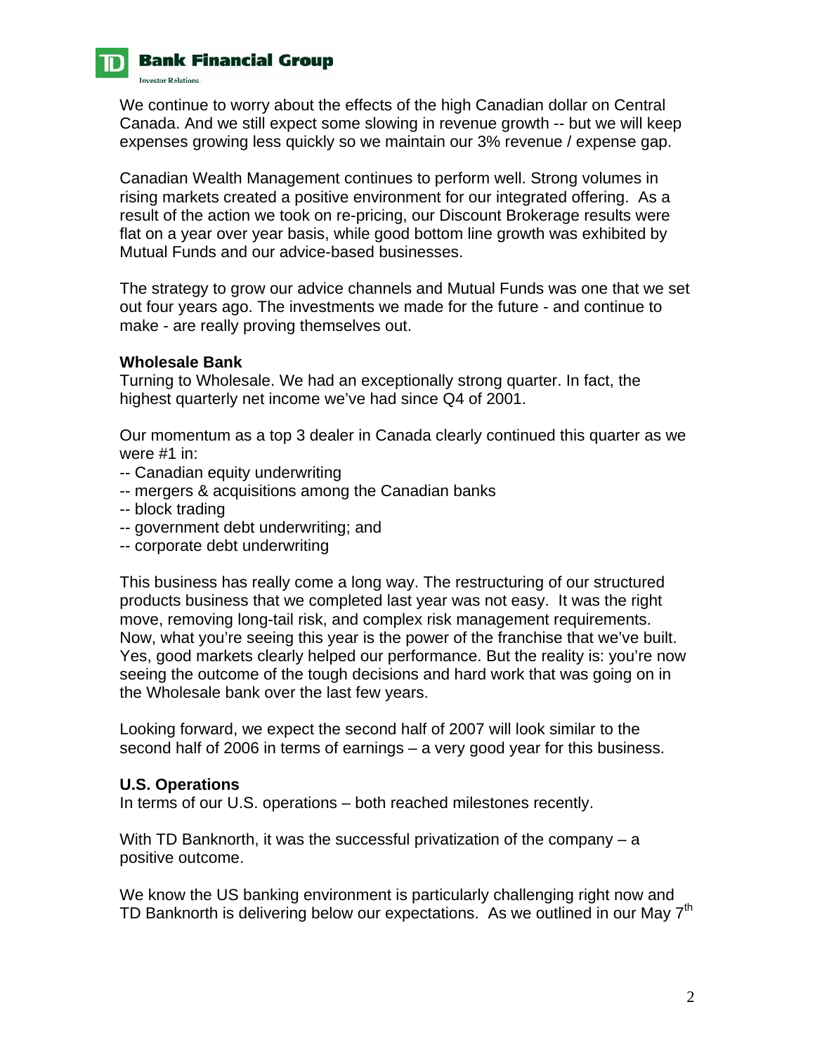We continue to worry about the effects of the high Canadian dollar on Central Canada. And we still expect some slowing in revenue growth -- but we will keep expenses growing less quickly so we maintain our 3% revenue / expense gap.

Canadian Wealth Management continues to perform well. Strong volumes in rising markets created a positive environment for our integrated offering. As a result of the action we took on re-pricing, our Discount Brokerage results were flat on a year over year basis, while good bottom line growth was exhibited by Mutual Funds and our advice-based businesses.

The strategy to grow our advice channels and Mutual Funds was one that we set out four years ago. The investments we made for the future - and continue to make - are really proving themselves out.

**Wholesale Bank**

Turning to Wholesale. We had an exceptionally strong quarter. In fact, the highest quarterly net income we've had since Q4 of 2001.

Our momentum as a top 3 dealer in Canada clearly continued this quarter as we were #1 in:

-- Canadian equity underwriting
-- mergers & acquisitions among the Canadian banks
-- block trading
-- government debt underwriting; and
-- corporate debt underwriting

This business has really come a long way. The restructuring of our structured products business that we completed last year was not easy. It was the right move, removing long-tail risk, and complex risk management requirements. Now, what you're seeing this year is the power of the franchise that we've built. Yes, good markets clearly helped our performance. But the reality is: you're now seeing the outcome of the tough decisions and hard work that was going on in the Wholesale bank over the last few years.

Looking forward, we expect the second half of 2007 will look similar to the second half of 2006 in terms of earnings – a very good year for this business.

**U.S. Operations**

In terms of our U.S. operations – both reached milestones recently.

With TD Banknorth, it was the successful privatization of the company – a positive outcome.

We know the US banking environment is particularly challenging right now and TD Banknorth is delivering below our expectations. As we outlined in our May 7th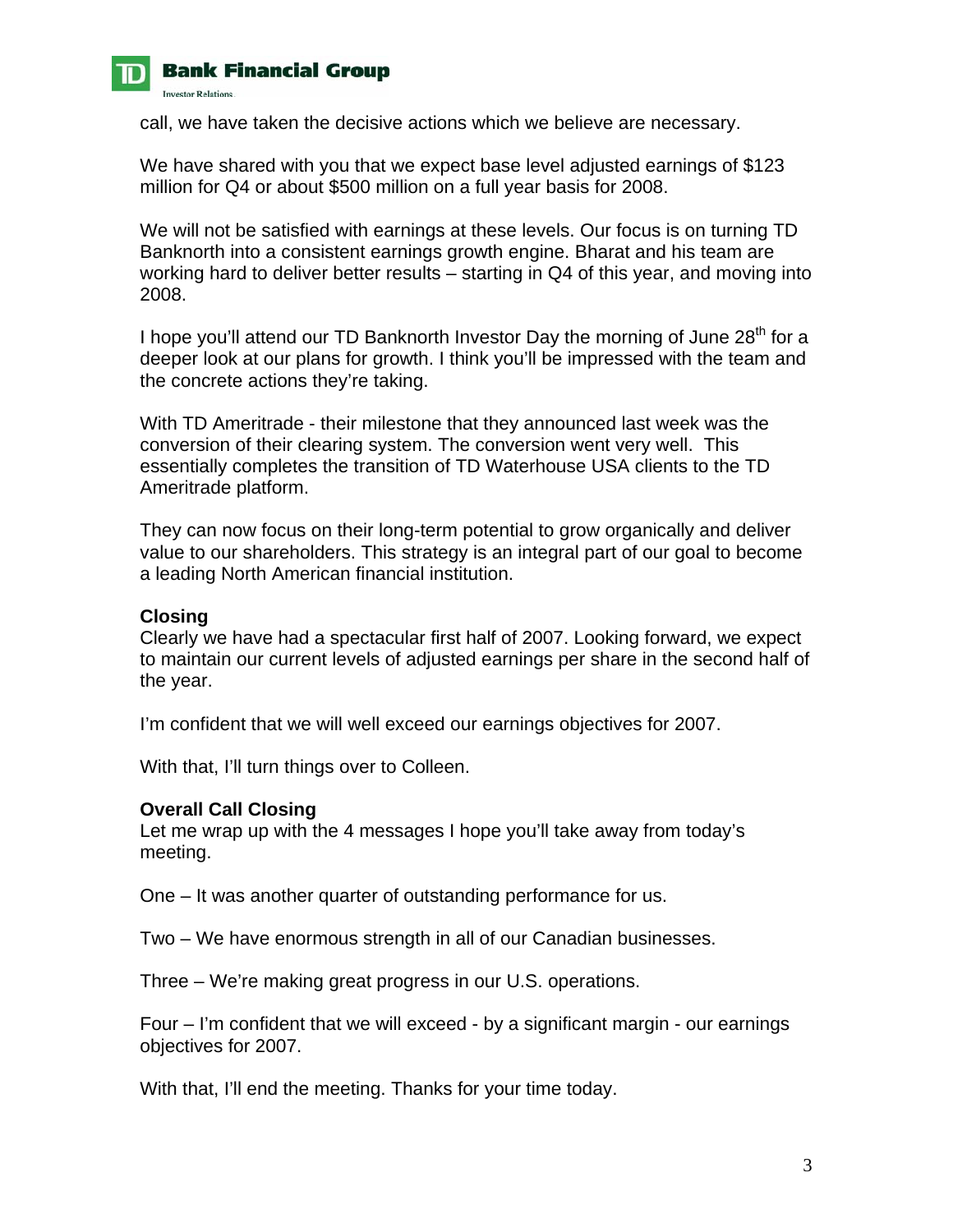call, we have taken the decisive actions which we believe are necessary.

We have shared with you that we expect base level adjusted earnings of $123 million for Q4 or about $500 million on a full year basis for 2008.

We will not be satisfied with earnings at these levels. Our focus is on turning TD Banknorth into a consistent earnings growth engine. Bharat and his team are working hard to deliver better results – starting in Q4 of this year, and moving into 2008.

I hope you'll attend our TD Banknorth Investor Day the morning of June 28th for a deeper look at our plans for growth. I think you'll be impressed with the team and the concrete actions they're taking.

With TD Ameritrade - their milestone that they announced last week was the conversion of their clearing system. The conversion went very well. This essentially completes the transition of TD Waterhouse USA clients to the TD Ameritrade platform.

They can now focus on their long-term potential to grow organically and deliver value to our shareholders. This strategy is an integral part of our goal to become a leading North American financial institution.

**Closing**

Clearly we have had a spectacular first half of 2007. Looking forward, we expect to maintain our current levels of adjusted earnings per share in the second half of the year.

I'm confident that we will well exceed our earnings objectives for 2007.

With that, I'll turn things over to Colleen.

**Overall Call Closing**

Let me wrap up with the 4 messages I hope you'll take away from today's meeting.

One – It was another quarter of outstanding performance for us.

Two – We have enormous strength in all of our Canadian businesses.

Three – We're making great progress in our U.S. operations.

Four – I'm confident that we will exceed - by a significant margin - our earnings objectives for 2007.

With that, I'll end the meeting. Thanks for your time today.